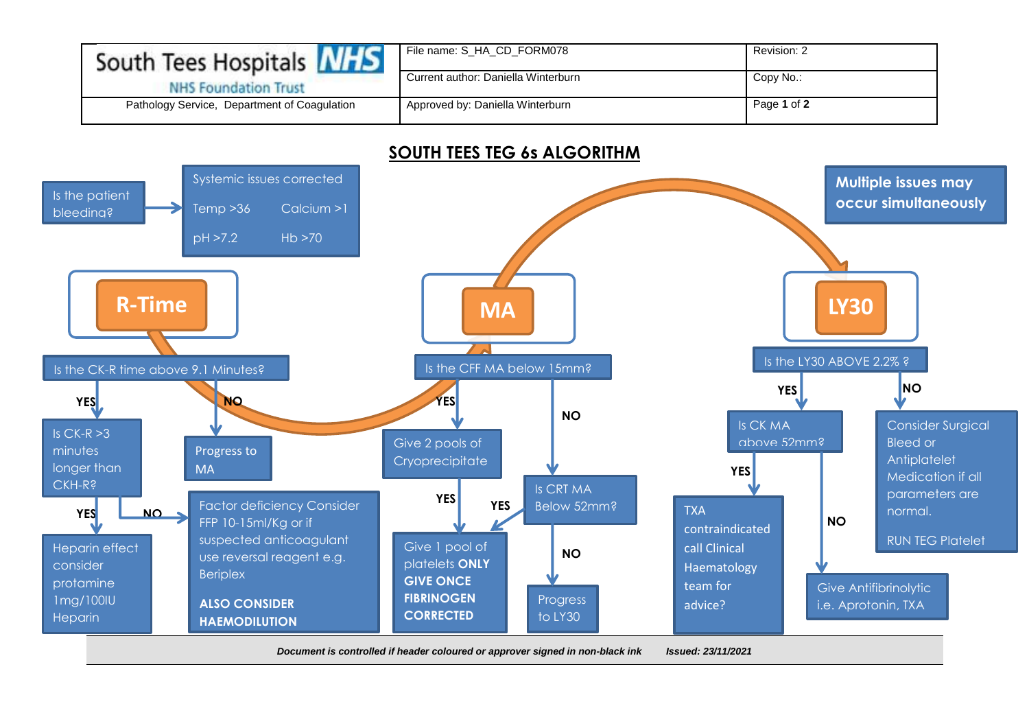| South Tees Hospitals NHS Foundation Trust | File name: S_HA_CD_FORM078 | Revision: 2 |
| --- | --- | --- |
| | Current author: Daniella Winterburn | Copy No.: |
| Pathology Service, Department of Coagulation | Approved by: Daniella Winterburn | Page **1** of **2** |

# SOUTH TEES TEG 6s ALGORITHM

Is the patient bleeding? → Systemic issues corrected
- Temp >36
- Calcium >1
- pH >7.2
- Hb >70

**Multiple issues may occur simultaneously**

## R-Time

Is the CK-R time above 9.1 Minutes?

- **YES** → Is CK-R >3 minutes longer than CKH-R?
  - **YES** → Heparin effect consider protamine 1mg/100IU Heparin
  - **NO** → Factor deficiency Consider FFP 10-15ml/Kg or if suspected anticoagulant use reversal reagent e.g. Beriplex. **ALSO CONSIDER HAEMODILUTION**
- **NO** → Progress to MA

## MA

Is the CFF MA below 15mm?

- **YES** → Give 2 pools of Cryoprecipitate
  - **YES** → Give 1 pool of platelets **ONLY GIVE ONCE FIBRINOGEN CORRECTED**
- **NO** → Is CRT MA Below 52mm?
  - **YES** → Give 1 pool of platelets **ONLY GIVE ONCE FIBRINOGEN CORRECTED**
  - **NO** → Progress to LY30

## LY30

Is the LY30 ABOVE 2.2% ?

- **YES** → Is CK MA above 52mm?
  - **YES** → TXA contraindicated call Clinical Haematology team for advice?
  - **NO** → Give Antifibrinolytic i.e. Aprotonin, TXA
- **NO** → Consider Surgical Bleed or Antiplatelet Medication if all parameters are normal.

  RUN TEG Platelet

*Document is controlled if header coloured or approver signed in non-black ink* *Issued: 23/11/2021*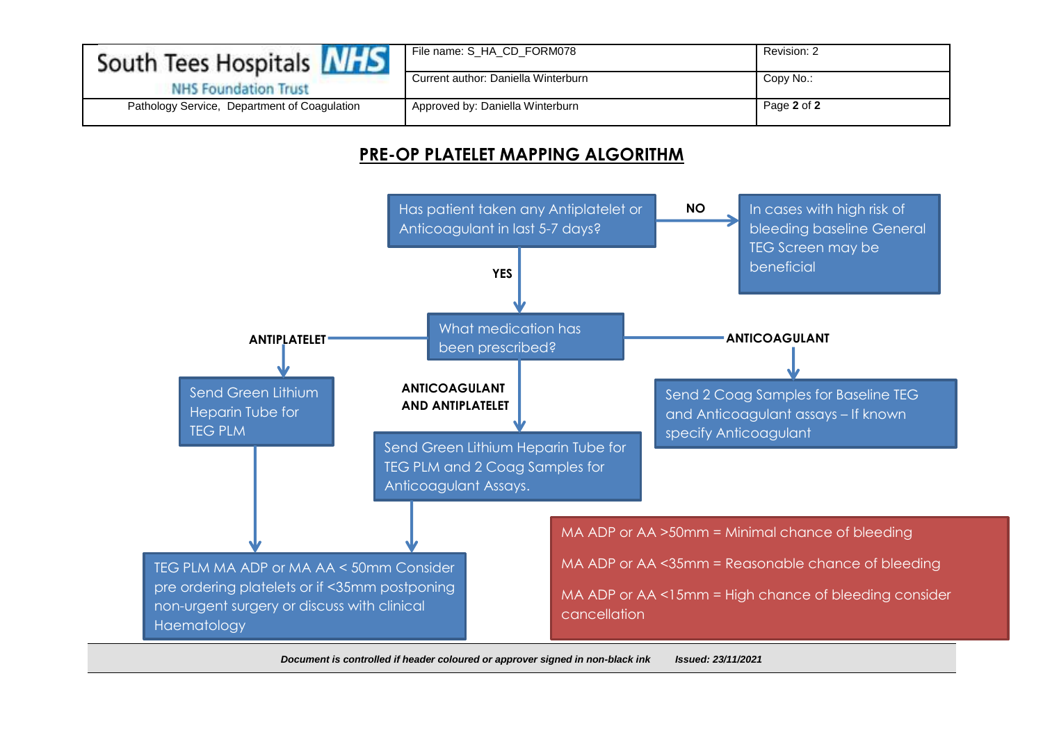## PRE-OP PLATELET MAPPING ALGORITHM

Has patient taken any Antiplatelet or Anticoagulant in last 5-7 days?

**NO**

In cases with high risk of bleeding baseline General TEG Screen may be beneficial

**YES**

What medication has been prescribed?

**ANTIPLATELET**

Send Green Lithium Heparin Tube for TEG PLM

**ANTICOAGULANT AND ANTIPLATELET**

Send Green Lithium Heparin Tube for TEG PLM and 2 Coag Samples for Anticoagulant Assays.

**ANTICOAGULANT**

Send 2 Coag Samples for Baseline TEG and Anticoagulant assays – If known specify Anticoagulant

TEG PLM MA ADP or MA AA < 50mm Consider pre ordering platelets or if <35mm postponing non-urgent surgery or discuss with clinical Haematology

MA ADP or AA >50mm = Minimal chance of bleeding

MA ADP or AA <35mm = Reasonable chance of bleeding

MA ADP or AA <15mm = High chance of bleeding consider cancellation